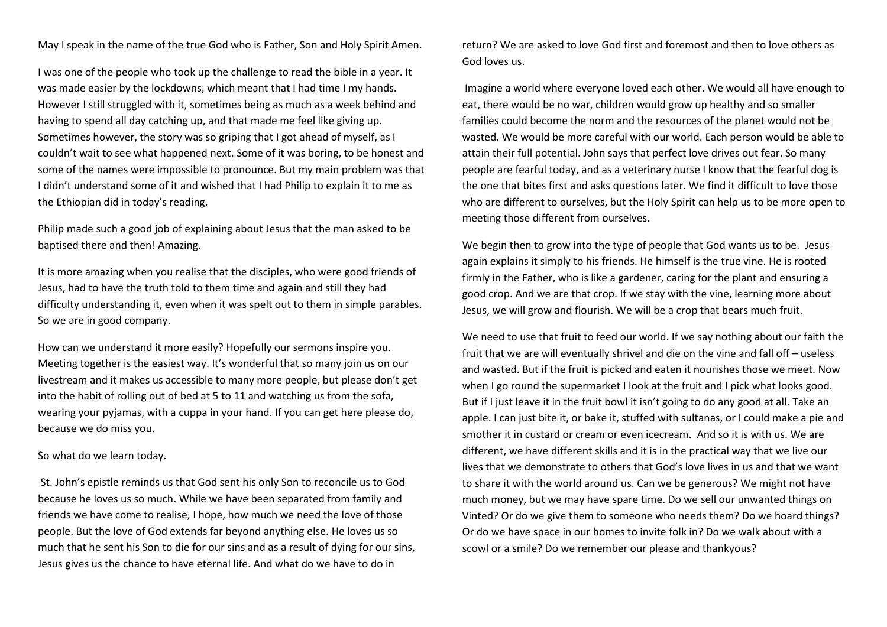May I speak in the name of the true God who is Father, Son and Holy Spirit Amen.

I was one of the people who took up the challenge to read the bible in a year. It was made easier by the lockdowns, which meant that I had time I my hands. However I still struggled with it, sometimes being as much as a week behind and having to spend all day catching up, and that made me feel like giving up. Sometimes however, the story was so griping that I got ahead of myself, as I couldn't wait to see what happened next. Some of it was boring, to be honest and some of the names were impossible to pronounce. But my main problem was that I didn't understand some of it and wished that I had Philip to explain it to me as the Ethiopian did in today's reading.

Philip made such a good job of explaining about Jesus that the man asked to be baptised there and then! Amazing.

It is more amazing when you realise that the disciples, who were good friends of Jesus, had to have the truth told to them time and again and still they had difficulty understanding it, even when it was spelt out to them in simple parables. So we are in good company.

How can we understand it more easily? Hopefully our sermons inspire you. Meeting together is the easiest way. It's wonderful that so many join us on our livestream and it makes us accessible to many more people, but please don't get into the habit of rolling out of bed at 5 to 11 and watching us from the sofa, wearing your pyjamas, with a cuppa in your hand. If you can get here please do, because we do miss you.

So what do we learn today.

St. John's epistle reminds us that God sent his only Son to reconcile us to God because he loves us so much. While we have been separated from family and friends we have come to realise, I hope, how much we need the love of those people. But the love of God extends far beyond anything else. He loves us so much that he sent his Son to die for our sins and as a result of dying for our sins, Jesus gives us the chance to have eternal life. And what do we have to do in return? We are asked to love God first and foremost and then to love others as God loves us.

Imagine a world where everyone loved each other. We would all have enough to eat, there would be no war, children would grow up healthy and so smaller families could become the norm and the resources of the planet would not be wasted. We would be more careful with our world. Each person would be able to attain their full potential. John says that perfect love drives out fear. So many people are fearful today, and as a veterinary nurse I know that the fearful dog is the one that bites first and asks questions later. We find it difficult to love those who are different to ourselves, but the Holy Spirit can help us to be more open to meeting those different from ourselves.

We begin then to grow into the type of people that God wants us to be. Jesus again explains it simply to his friends. He himself is the true vine. He is rooted firmly in the Father, who is like a gardener, caring for the plant and ensuring a good crop. And we are that crop. If we stay with the vine, learning more about Jesus, we will grow and flourish. We will be a crop that bears much fruit.

We need to use that fruit to feed our world. If we say nothing about our faith the fruit that we are will eventually shrivel and die on the vine and fall off – useless and wasted. But if the fruit is picked and eaten it nourishes those we meet. Now when I go round the supermarket I look at the fruit and I pick what looks good. But if I just leave it in the fruit bowl it isn't going to do any good at all. Take an apple. I can just bite it, or bake it, stuffed with sultanas, or I could make a pie and smother it in custard or cream or even icecream. And so it is with us. We are different, we have different skills and it is in the practical way that we live our lives that we demonstrate to others that God's love lives in us and that we want to share it with the world around us. Can we be generous? We might not have much money, but we may have spare time. Do we sell our unwanted things on Vinted? Or do we give them to someone who needs them? Do we hoard things? Or do we have space in our homes to invite folk in? Do we walk about with a scowl or a smile? Do we remember our please and thankyous?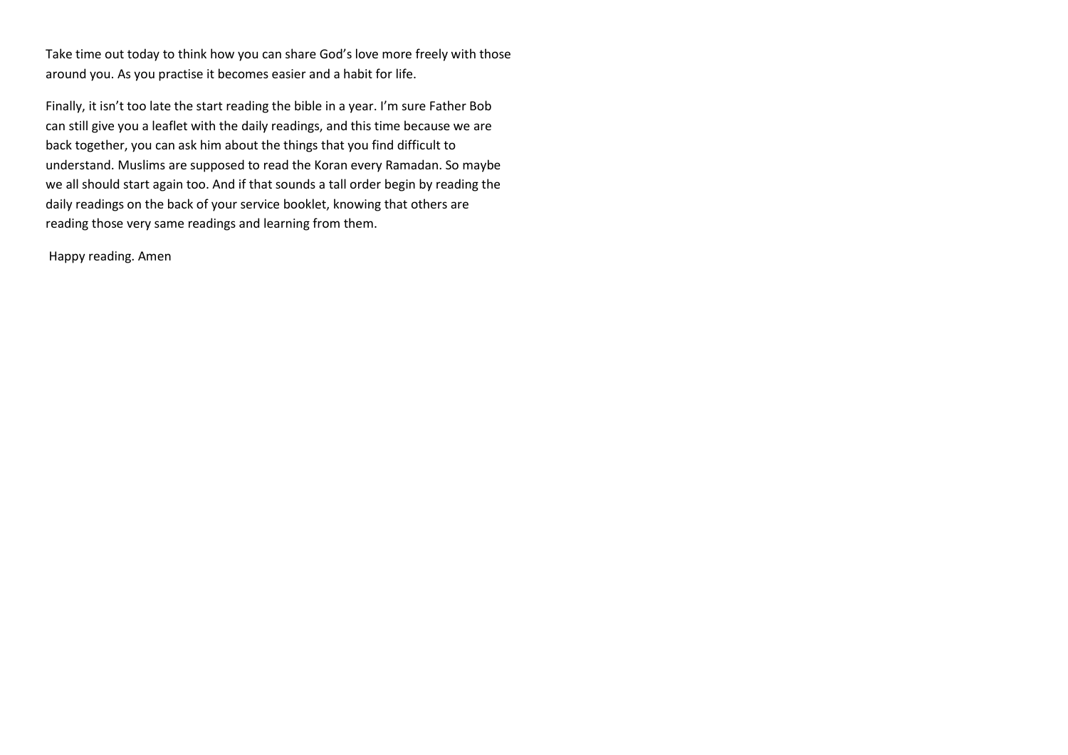Take time out today to think how you can share God's love more freely with those around you. As you practise it becomes easier and a habit for life.

Finally, it isn't too late the start reading the bible in a year. I'm sure Father Bob can still give you a leaflet with the daily readings, and this time because we are back together, you can ask him about the things that you find difficult to understand. Muslims are supposed to read the Koran every Ramadan. So maybe we all should start again too. And if that sounds a tall order begin by reading the daily readings on the back of your service booklet, knowing that others are reading those very same readings and learning from them.

Happy reading. Amen